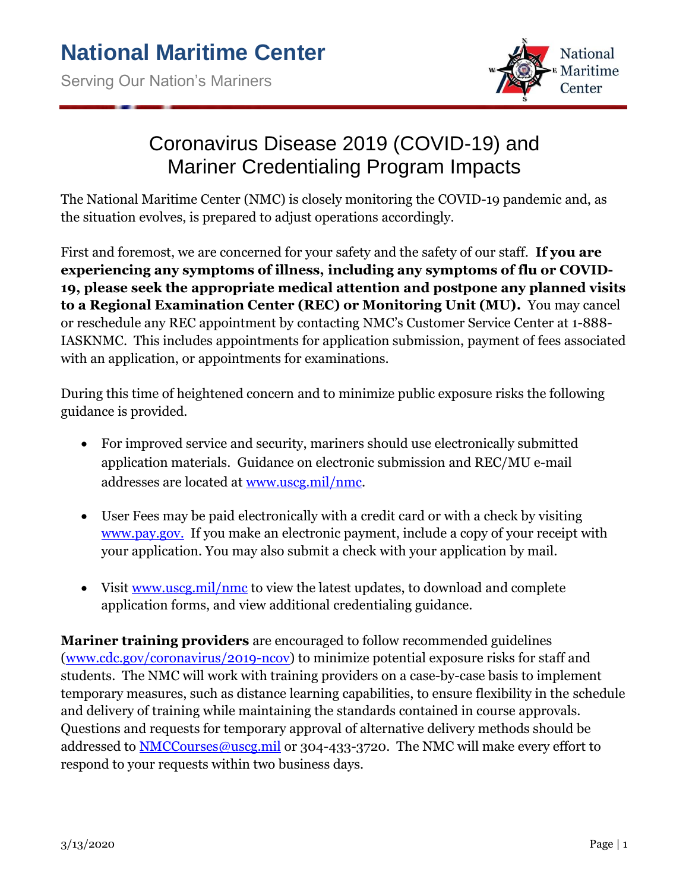# National Maritime Center

Serving Our Nation's Mariners

## Coronavirus Disease 2019 (COVID-19) and Mariner Credentialing Program Impacts

The National Maritime Center (NMC) is closely monitoring the COVID-19 pandemic and, as the situation evolves, is prepared to adjust operations accordingly.

First and foremost, we are concerned for your safety and the safety of our staff. **If you are experiencing any symptoms of illness, including any symptoms of flu or COVID-19, please seek the appropriate medical attention and postpone any planned visits to a Regional Examination Center (REC) or Monitoring Unit (MU).** You may cancel or reschedule any REC appointment by contacting NMC's Customer Service Center at 1-888-IASKNMC. This includes appointments for application submission, payment of fees associated with an application, or appointments for examinations.

During this time of heightened concern and to minimize public exposure risks the following guidance is provided.

- For improved service and security, mariners should use electronically submitted application materials. Guidance on electronic submission and REC/MU e-mail addresses are located at www.uscg.mil/nmc.
- User Fees may be paid electronically with a credit card or with a check by visiting www.pay.gov. If you make an electronic payment, include a copy of your receipt with your application. You may also submit a check with your application by mail.
- Visit www.uscg.mil/nmc to view the latest updates, to download and complete application forms, and view additional credentialing guidance.

**Mariner training providers** are encouraged to follow recommended guidelines (www.cdc.gov/coronavirus/2019-ncov) to minimize potential exposure risks for staff and students. The NMC will work with training providers on a case-by-case basis to implement temporary measures, such as distance learning capabilities, to ensure flexibility in the schedule and delivery of training while maintaining the standards contained in course approvals. Questions and requests for temporary approval of alternative delivery methods should be addressed to NMCCourses@uscg.mil or 304-433-3720. The NMC will make every effort to respond to your requests within two business days.

3/13/2020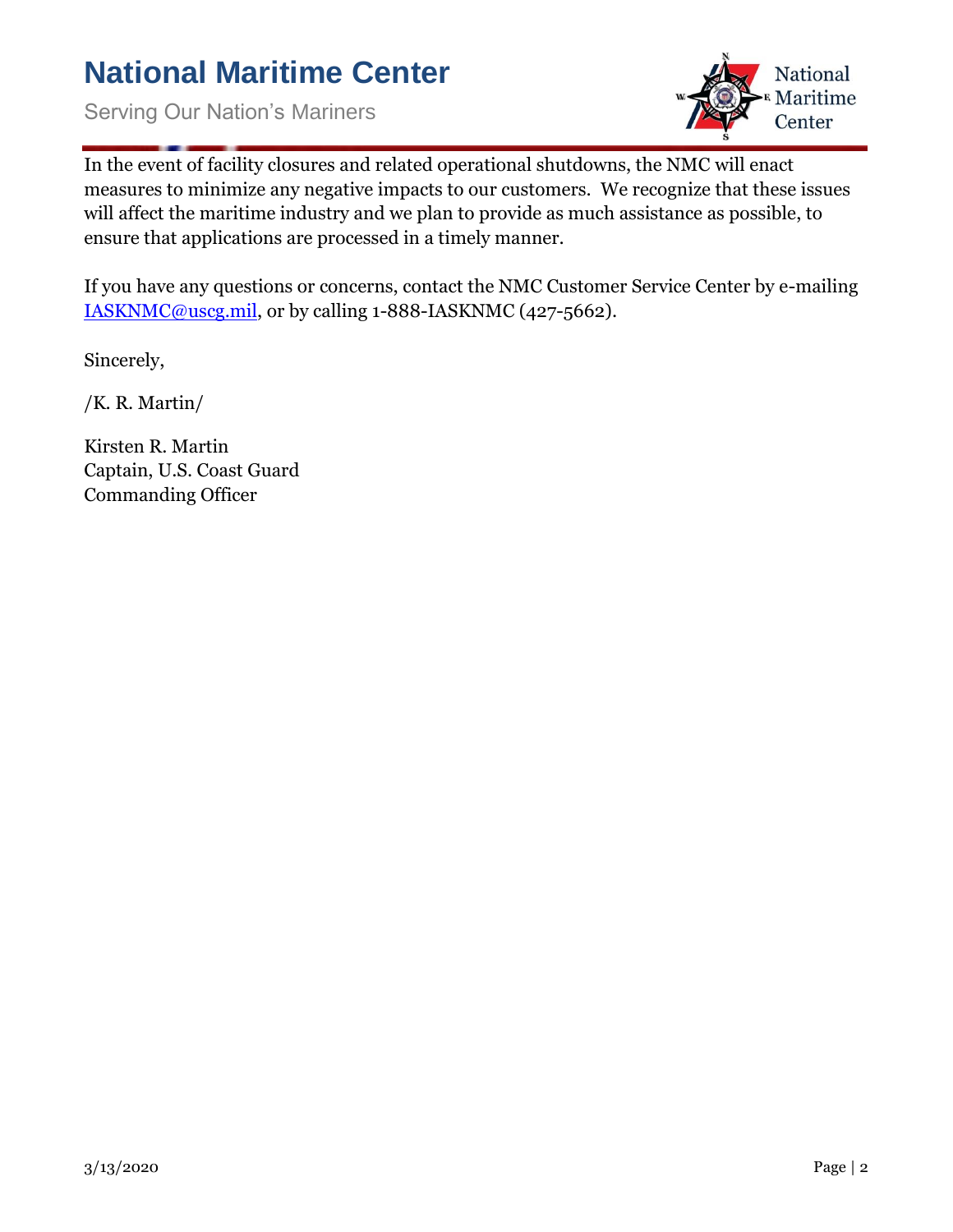In the event of facility closures and related operational shutdowns, the NMC will enact measures to minimize any negative impacts to our customers. We recognize that these issues will affect the maritime industry and we plan to provide as much assistance as possible, to ensure that applications are processed in a timely manner.

If you have any questions or concerns, contact the NMC Customer Service Center by e-mailing IASKNMC@uscg.mil, or by calling 1-888-IASKNMC (427-5662).

Sincerely,

/K. R. Martin/

Kirsten R. Martin
Captain, U.S. Coast Guard
Commanding Officer